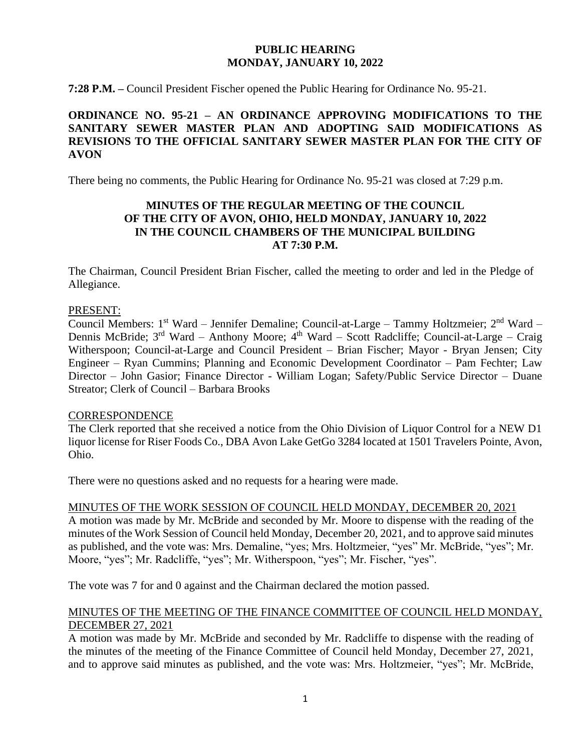**PUBLIC HEARING**
**MONDAY, JANUARY 10, 2022**

**7:28 P.M. –** Council President Fischer opened the Public Hearing for Ordinance No. 95-21.

**ORDINANCE NO. 95-21 – AN ORDINANCE APPROVING MODIFICATIONS TO THE SANITARY SEWER MASTER PLAN AND ADOPTING SAID MODIFICATIONS AS REVISIONS TO THE OFFICIAL SANITARY SEWER MASTER PLAN FOR THE CITY OF AVON**

There being no comments, the Public Hearing for Ordinance No. 95-21 was closed at 7:29 p.m.

**MINUTES OF THE REGULAR MEETING OF THE COUNCIL OF THE CITY OF AVON, OHIO, HELD MONDAY, JANUARY 10, 2022 IN THE COUNCIL CHAMBERS OF THE MUNICIPAL BUILDING AT 7:30 P.M.**

The Chairman, Council President Brian Fischer, called the meeting to order and led in the Pledge of Allegiance.

PRESENT:
Council Members: 1st Ward – Jennifer Demaline; Council-at-Large – Tammy Holtzmeier; 2nd Ward – Dennis McBride; 3rd Ward – Anthony Moore; 4th Ward – Scott Radcliffe; Council-at-Large – Craig Witherspoon; Council-at-Large and Council President – Brian Fischer; Mayor - Bryan Jensen; City Engineer – Ryan Cummins; Planning and Economic Development Coordinator – Pam Fechter; Law Director – John Gasior; Finance Director - William Logan; Safety/Public Service Director – Duane Streator; Clerk of Council – Barbara Brooks

CORRESPONDENCE
The Clerk reported that she received a notice from the Ohio Division of Liquor Control for a NEW D1 liquor license for Riser Foods Co., DBA Avon Lake GetGo 3284 located at 1501 Travelers Pointe, Avon, Ohio.

There were no questions asked and no requests for a hearing were made.

MINUTES OF THE WORK SESSION OF COUNCIL HELD MONDAY, DECEMBER 20, 2021
A motion was made by Mr. McBride and seconded by Mr. Moore to dispense with the reading of the minutes of the Work Session of Council held Monday, December 20, 2021, and to approve said minutes as published, and the vote was: Mrs. Demaline, "yes; Mrs. Holtzmeier, "yes" Mr. McBride, "yes"; Mr. Moore, "yes"; Mr. Radcliffe, "yes"; Mr. Witherspoon, "yes"; Mr. Fischer, "yes".

The vote was 7 for and 0 against and the Chairman declared the motion passed.

MINUTES OF THE MEETING OF THE FINANCE COMMITTEE OF COUNCIL HELD MONDAY, DECEMBER 27, 2021
A motion was made by Mr. McBride and seconded by Mr. Radcliffe to dispense with the reading of the minutes of the meeting of the Finance Committee of Council held Monday, December 27, 2021, and to approve said minutes as published, and the vote was: Mrs. Holtzmeier, "yes"; Mr. McBride,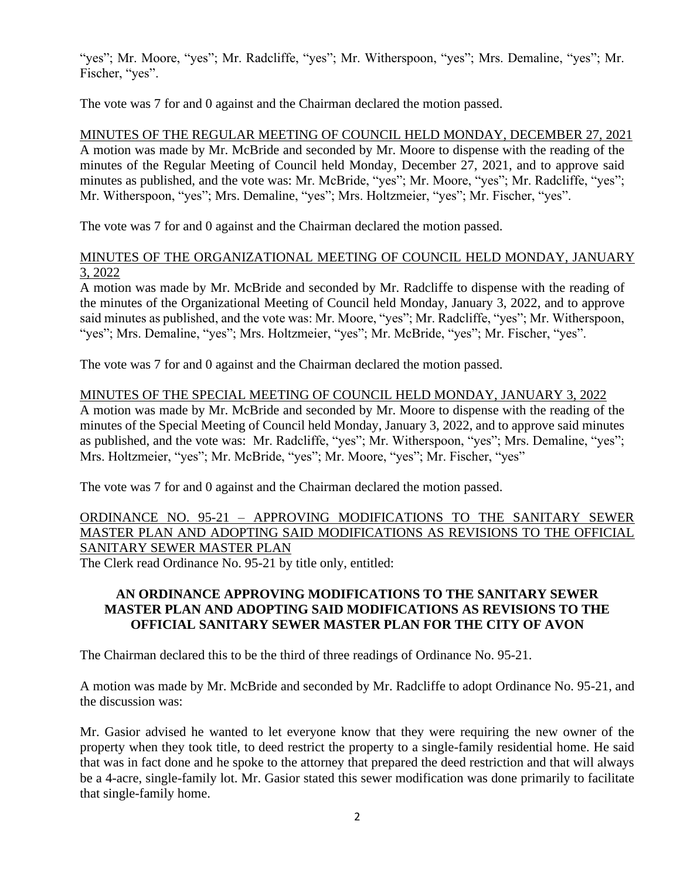"yes"; Mr. Moore, "yes"; Mr. Radcliffe, "yes"; Mr. Witherspoon, "yes"; Mrs. Demaline, "yes"; Mr. Fischer, "yes".

The vote was 7 for and 0 against and the Chairman declared the motion passed.

MINUTES OF THE REGULAR MEETING OF COUNCIL HELD MONDAY, DECEMBER 27, 2021

A motion was made by Mr. McBride and seconded by Mr. Moore to dispense with the reading of the minutes of the Regular Meeting of Council held Monday, December 27, 2021, and to approve said minutes as published, and the vote was: Mr. McBride, "yes"; Mr. Moore, "yes"; Mr. Radcliffe, "yes"; Mr. Witherspoon, "yes"; Mrs. Demaline, "yes"; Mrs. Holtzmeier, "yes"; Mr. Fischer, "yes".

The vote was 7 for and 0 against and the Chairman declared the motion passed.

MINUTES OF THE ORGANIZATIONAL MEETING OF COUNCIL HELD MONDAY, JANUARY 3, 2022

A motion was made by Mr. McBride and seconded by Mr. Radcliffe to dispense with the reading of the minutes of the Organizational Meeting of Council held Monday, January 3, 2022, and to approve said minutes as published, and the vote was: Mr. Moore, "yes"; Mr. Radcliffe, "yes"; Mr. Witherspoon, "yes"; Mrs. Demaline, "yes"; Mrs. Holtzmeier, "yes"; Mr. McBride, "yes"; Mr. Fischer, "yes".

The vote was 7 for and 0 against and the Chairman declared the motion passed.

MINUTES OF THE SPECIAL MEETING OF COUNCIL HELD MONDAY, JANUARY 3, 2022

A motion was made by Mr. McBride and seconded by Mr. Moore to dispense with the reading of the minutes of the Special Meeting of Council held Monday, January 3, 2022, and to approve said minutes as published, and the vote was: Mr. Radcliffe, "yes"; Mr. Witherspoon, "yes"; Mrs. Demaline, "yes"; Mrs. Holtzmeier, "yes"; Mr. McBride, "yes"; Mr. Moore, "yes"; Mr. Fischer, "yes"

The vote was 7 for and 0 against and the Chairman declared the motion passed.

ORDINANCE NO. 95-21 – APPROVING MODIFICATIONS TO THE SANITARY SEWER MASTER PLAN AND ADOPTING SAID MODIFICATIONS AS REVISIONS TO THE OFFICIAL SANITARY SEWER MASTER PLAN

The Clerk read Ordinance No. 95-21 by title only, entitled:

**AN ORDINANCE APPROVING MODIFICATIONS TO THE SANITARY SEWER MASTER PLAN AND ADOPTING SAID MODIFICATIONS AS REVISIONS TO THE OFFICIAL SANITARY SEWER MASTER PLAN FOR THE CITY OF AVON**

The Chairman declared this to be the third of three readings of Ordinance No. 95-21.

A motion was made by Mr. McBride and seconded by Mr. Radcliffe to adopt Ordinance No. 95-21, and the discussion was:

Mr. Gasior advised he wanted to let everyone know that they were requiring the new owner of the property when they took title, to deed restrict the property to a single-family residential home. He said that was in fact done and he spoke to the attorney that prepared the deed restriction and that will always be a 4-acre, single-family lot. Mr. Gasior stated this sewer modification was done primarily to facilitate that single-family home.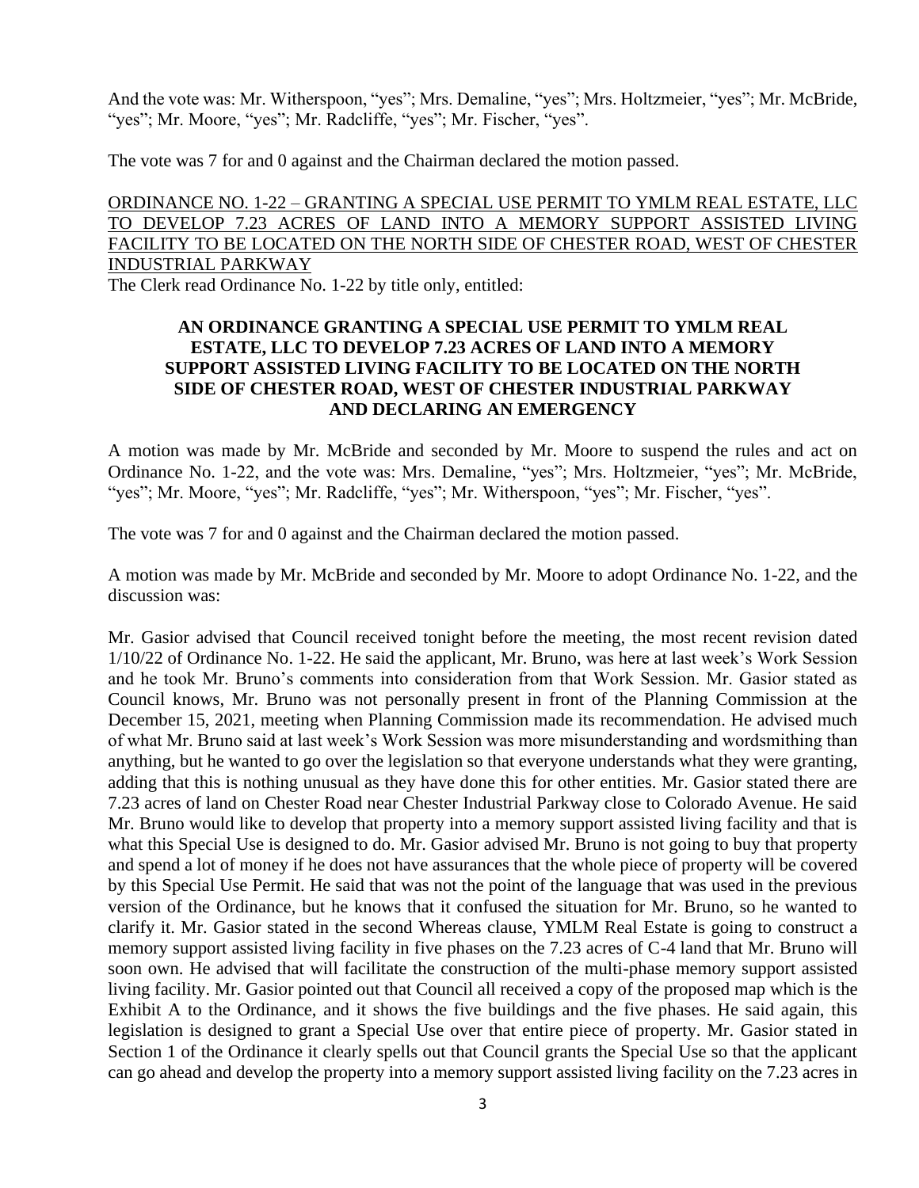And the vote was: Mr. Witherspoon, "yes"; Mrs. Demaline, "yes"; Mrs. Holtzmeier, "yes"; Mr. McBride, "yes"; Mr. Moore, "yes"; Mr. Radcliffe, "yes"; Mr. Fischer, "yes".

The vote was 7 for and 0 against and the Chairman declared the motion passed.

<u>ORDINANCE NO. 1-22 – GRANTING A SPECIAL USE PERMIT TO YMLM REAL ESTATE, LLC TO DEVELOP 7.23 ACRES OF LAND INTO A MEMORY SUPPORT ASSISTED LIVING FACILITY TO BE LOCATED ON THE NORTH SIDE OF CHESTER ROAD, WEST OF CHESTER INDUSTRIAL PARKWAY</u>

The Clerk read Ordinance No. 1-22 by title only, entitled:

**AN ORDINANCE GRANTING A SPECIAL USE PERMIT TO YMLM REAL ESTATE, LLC TO DEVELOP 7.23 ACRES OF LAND INTO A MEMORY SUPPORT ASSISTED LIVING FACILITY TO BE LOCATED ON THE NORTH SIDE OF CHESTER ROAD, WEST OF CHESTER INDUSTRIAL PARKWAY AND DECLARING AN EMERGENCY**

A motion was made by Mr. McBride and seconded by Mr. Moore to suspend the rules and act on Ordinance No. 1-22, and the vote was: Mrs. Demaline, "yes"; Mrs. Holtzmeier, "yes"; Mr. McBride, "yes"; Mr. Moore, "yes"; Mr. Radcliffe, "yes"; Mr. Witherspoon, "yes"; Mr. Fischer, "yes".

The vote was 7 for and 0 against and the Chairman declared the motion passed.

A motion was made by Mr. McBride and seconded by Mr. Moore to adopt Ordinance No. 1-22, and the discussion was:

Mr. Gasior advised that Council received tonight before the meeting, the most recent revision dated 1/10/22 of Ordinance No. 1-22. He said the applicant, Mr. Bruno, was here at last week's Work Session and he took Mr. Bruno's comments into consideration from that Work Session. Mr. Gasior stated as Council knows, Mr. Bruno was not personally present in front of the Planning Commission at the December 15, 2021, meeting when Planning Commission made its recommendation. He advised much of what Mr. Bruno said at last week's Work Session was more misunderstanding and wordsmithing than anything, but he wanted to go over the legislation so that everyone understands what they were granting, adding that this is nothing unusual as they have done this for other entities. Mr. Gasior stated there are 7.23 acres of land on Chester Road near Chester Industrial Parkway close to Colorado Avenue. He said Mr. Bruno would like to develop that property into a memory support assisted living facility and that is what this Special Use is designed to do. Mr. Gasior advised Mr. Bruno is not going to buy that property and spend a lot of money if he does not have assurances that the whole piece of property will be covered by this Special Use Permit. He said that was not the point of the language that was used in the previous version of the Ordinance, but he knows that it confused the situation for Mr. Bruno, so he wanted to clarify it. Mr. Gasior stated in the second Whereas clause, YMLM Real Estate is going to construct a memory support assisted living facility in five phases on the 7.23 acres of C-4 land that Mr. Bruno will soon own. He advised that will facilitate the construction of the multi-phase memory support assisted living facility. Mr. Gasior pointed out that Council all received a copy of the proposed map which is the Exhibit A to the Ordinance, and it shows the five buildings and the five phases. He said again, this legislation is designed to grant a Special Use over that entire piece of property. Mr. Gasior stated in Section 1 of the Ordinance it clearly spells out that Council grants the Special Use so that the applicant can go ahead and develop the property into a memory support assisted living facility on the 7.23 acres in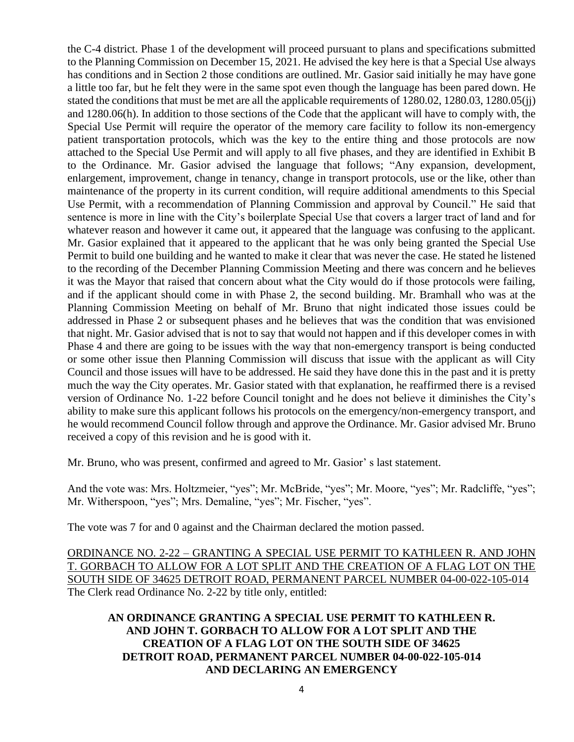the C-4 district. Phase 1 of the development will proceed pursuant to plans and specifications submitted to the Planning Commission on December 15, 2021. He advised the key here is that a Special Use always has conditions and in Section 2 those conditions are outlined. Mr. Gasior said initially he may have gone a little too far, but he felt they were in the same spot even though the language has been pared down. He stated the conditions that must be met are all the applicable requirements of 1280.02, 1280.03, 1280.05(jj) and 1280.06(h). In addition to those sections of the Code that the applicant will have to comply with, the Special Use Permit will require the operator of the memory care facility to follow its non-emergency patient transportation protocols, which was the key to the entire thing and those protocols are now attached to the Special Use Permit and will apply to all five phases, and they are identified in Exhibit B to the Ordinance. Mr. Gasior advised the language that follows; "Any expansion, development, enlargement, improvement, change in tenancy, change in transport protocols, use or the like, other than maintenance of the property in its current condition, will require additional amendments to this Special Use Permit, with a recommendation of Planning Commission and approval by Council." He said that sentence is more in line with the City's boilerplate Special Use that covers a larger tract of land and for whatever reason and however it came out, it appeared that the language was confusing to the applicant. Mr. Gasior explained that it appeared to the applicant that he was only being granted the Special Use Permit to build one building and he wanted to make it clear that was never the case. He stated he listened to the recording of the December Planning Commission Meeting and there was concern and he believes it was the Mayor that raised that concern about what the City would do if those protocols were failing, and if the applicant should come in with Phase 2, the second building. Mr. Bramhall who was at the Planning Commission Meeting on behalf of Mr. Bruno that night indicated those issues could be addressed in Phase 2 or subsequent phases and he believes that was the condition that was envisioned that night. Mr. Gasior advised that is not to say that would not happen and if this developer comes in with Phase 4 and there are going to be issues with the way that non-emergency transport is being conducted or some other issue then Planning Commission will discuss that issue with the applicant as will City Council and those issues will have to be addressed. He said they have done this in the past and it is pretty much the way the City operates. Mr. Gasior stated with that explanation, he reaffirmed there is a revised version of Ordinance No. 1-22 before Council tonight and he does not believe it diminishes the City's ability to make sure this applicant follows his protocols on the emergency/non-emergency transport, and he would recommend Council follow through and approve the Ordinance. Mr. Gasior advised Mr. Bruno received a copy of this revision and he is good with it.

Mr. Bruno, who was present, confirmed and agreed to Mr. Gasior' s last statement.

And the vote was: Mrs. Holtzmeier, "yes"; Mr. McBride, "yes"; Mr. Moore, "yes"; Mr. Radcliffe, "yes"; Mr. Witherspoon, "yes"; Mrs. Demaline, "yes"; Mr. Fischer, "yes".

The vote was 7 for and 0 against and the Chairman declared the motion passed.

<u>ORDINANCE NO. 2-22 – GRANTING A SPECIAL USE PERMIT TO KATHLEEN R. AND JOHN T. GORBACH TO ALLOW FOR A LOT SPLIT AND THE CREATION OF A FLAG LOT ON THE SOUTH SIDE OF 34625 DETROIT ROAD, PERMANENT PARCEL NUMBER 04-00-022-105-014</u>

The Clerk read Ordinance No. 2-22 by title only, entitled:

**AN ORDINANCE GRANTING A SPECIAL USE PERMIT TO KATHLEEN R. AND JOHN T. GORBACH TO ALLOW FOR A LOT SPLIT AND THE CREATION OF A FLAG LOT ON THE SOUTH SIDE OF 34625 DETROIT ROAD, PERMANENT PARCEL NUMBER 04-00-022-105-014 AND DECLARING AN EMERGENCY**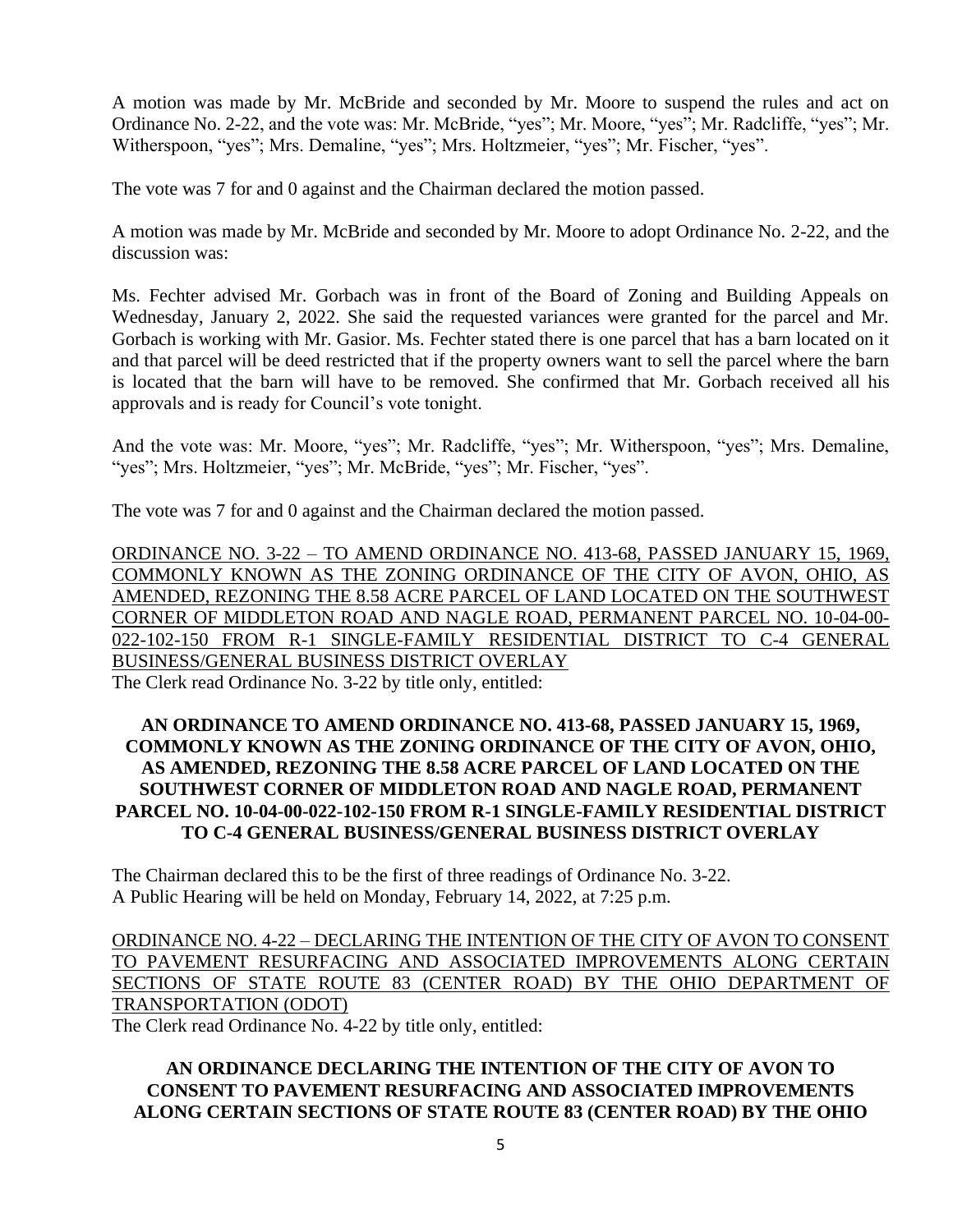A motion was made by Mr. McBride and seconded by Mr. Moore to suspend the rules and act on Ordinance No. 2-22, and the vote was: Mr. McBride, "yes"; Mr. Moore, "yes"; Mr. Radcliffe, "yes"; Mr. Witherspoon, "yes"; Mrs. Demaline, "yes"; Mrs. Holtzmeier, "yes"; Mr. Fischer, "yes".

The vote was 7 for and 0 against and the Chairman declared the motion passed.

A motion was made by Mr. McBride and seconded by Mr. Moore to adopt Ordinance No. 2-22, and the discussion was:

Ms. Fechter advised Mr. Gorbach was in front of the Board of Zoning and Building Appeals on Wednesday, January 2, 2022. She said the requested variances were granted for the parcel and Mr. Gorbach is working with Mr. Gasior. Ms. Fechter stated there is one parcel that has a barn located on it and that parcel will be deed restricted that if the property owners want to sell the parcel where the barn is located that the barn will have to be removed. She confirmed that Mr. Gorbach received all his approvals and is ready for Council's vote tonight.

And the vote was: Mr. Moore, "yes"; Mr. Radcliffe, "yes"; Mr. Witherspoon, "yes"; Mrs. Demaline, "yes"; Mrs. Holtzmeier, "yes"; Mr. McBride, "yes"; Mr. Fischer, "yes".

The vote was 7 for and 0 against and the Chairman declared the motion passed.

<u>ORDINANCE NO. 3-22 – TO AMEND ORDINANCE NO. 413-68, PASSED JANUARY 15, 1969, COMMONLY KNOWN AS THE ZONING ORDINANCE OF THE CITY OF AVON, OHIO, AS AMENDED, REZONING THE 8.58 ACRE PARCEL OF LAND LOCATED ON THE SOUTHWEST CORNER OF MIDDLETON ROAD AND NAGLE ROAD, PERMANENT PARCEL NO. 10-04-00-022-102-150 FROM R-1 SINGLE-FAMILY RESIDENTIAL DISTRICT TO C-4 GENERAL BUSINESS/GENERAL BUSINESS DISTRICT OVERLAY</u>

The Clerk read Ordinance No. 3-22 by title only, entitled:

**AN ORDINANCE TO AMEND ORDINANCE NO. 413-68, PASSED JANUARY 15, 1969, COMMONLY KNOWN AS THE ZONING ORDINANCE OF THE CITY OF AVON, OHIO, AS AMENDED, REZONING THE 8.58 ACRE PARCEL OF LAND LOCATED ON THE SOUTHWEST CORNER OF MIDDLETON ROAD AND NAGLE ROAD, PERMANENT PARCEL NO. 10-04-00-022-102-150 FROM R-1 SINGLE-FAMILY RESIDENTIAL DISTRICT TO C-4 GENERAL BUSINESS/GENERAL BUSINESS DISTRICT OVERLAY**

The Chairman declared this to be the first of three readings of Ordinance No. 3-22.
A Public Hearing will be held on Monday, February 14, 2022, at 7:25 p.m.

<u>ORDINANCE NO. 4-22 – DECLARING THE INTENTION OF THE CITY OF AVON TO CONSENT TO PAVEMENT RESURFACING AND ASSOCIATED IMPROVEMENTS ALONG CERTAIN SECTIONS OF STATE ROUTE 83 (CENTER ROAD) BY THE OHIO DEPARTMENT OF TRANSPORTATION (ODOT)</u>

The Clerk read Ordinance No. 4-22 by title only, entitled:

**AN ORDINANCE DECLARING THE INTENTION OF THE CITY OF AVON TO CONSENT TO PAVEMENT RESURFACING AND ASSOCIATED IMPROVEMENTS ALONG CERTAIN SECTIONS OF STATE ROUTE 83 (CENTER ROAD) BY THE OHIO**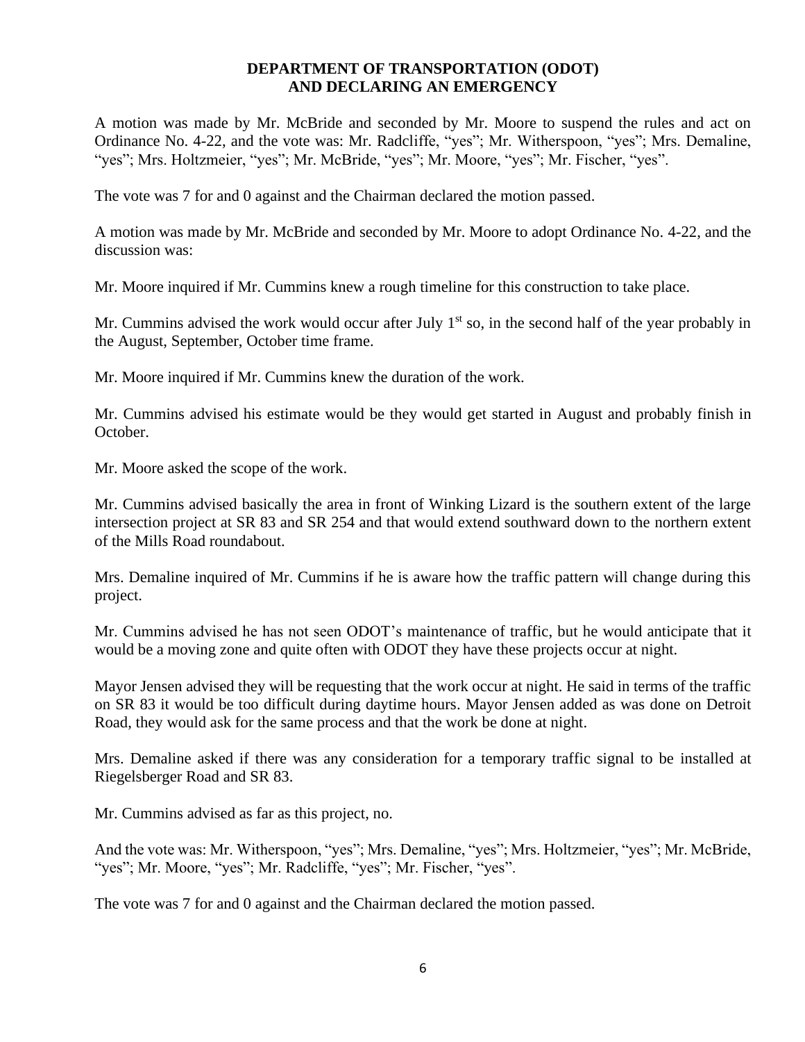**DEPARTMENT OF TRANSPORTATION (ODOT) AND DECLARING AN EMERGENCY**

A motion was made by Mr. McBride and seconded by Mr. Moore to suspend the rules and act on Ordinance No. 4-22, and the vote was: Mr. Radcliffe, "yes"; Mr. Witherspoon, "yes"; Mrs. Demaline, "yes"; Mrs. Holtzmeier, "yes"; Mr. McBride, "yes"; Mr. Moore, "yes"; Mr. Fischer, "yes".

The vote was 7 for and 0 against and the Chairman declared the motion passed.

A motion was made by Mr. McBride and seconded by Mr. Moore to adopt Ordinance No. 4-22, and the discussion was:

Mr. Moore inquired if Mr. Cummins knew a rough timeline for this construction to take place.

Mr. Cummins advised the work would occur after July 1st so, in the second half of the year probably in the August, September, October time frame.

Mr. Moore inquired if Mr. Cummins knew the duration of the work.

Mr. Cummins advised his estimate would be they would get started in August and probably finish in October.

Mr. Moore asked the scope of the work.

Mr. Cummins advised basically the area in front of Winking Lizard is the southern extent of the large intersection project at SR 83 and SR 254 and that would extend southward down to the northern extent of the Mills Road roundabout.

Mrs. Demaline inquired of Mr. Cummins if he is aware how the traffic pattern will change during this project.

Mr. Cummins advised he has not seen ODOT's maintenance of traffic, but he would anticipate that it would be a moving zone and quite often with ODOT they have these projects occur at night.

Mayor Jensen advised they will be requesting that the work occur at night. He said in terms of the traffic on SR 83 it would be too difficult during daytime hours. Mayor Jensen added as was done on Detroit Road, they would ask for the same process and that the work be done at night.

Mrs. Demaline asked if there was any consideration for a temporary traffic signal to be installed at Riegelsberger Road and SR 83.

Mr. Cummins advised as far as this project, no.

And the vote was: Mr. Witherspoon, "yes"; Mrs. Demaline, "yes"; Mrs. Holtzmeier, "yes"; Mr. McBride, "yes"; Mr. Moore, "yes"; Mr. Radcliffe, "yes"; Mr. Fischer, "yes".

The vote was 7 for and 0 against and the Chairman declared the motion passed.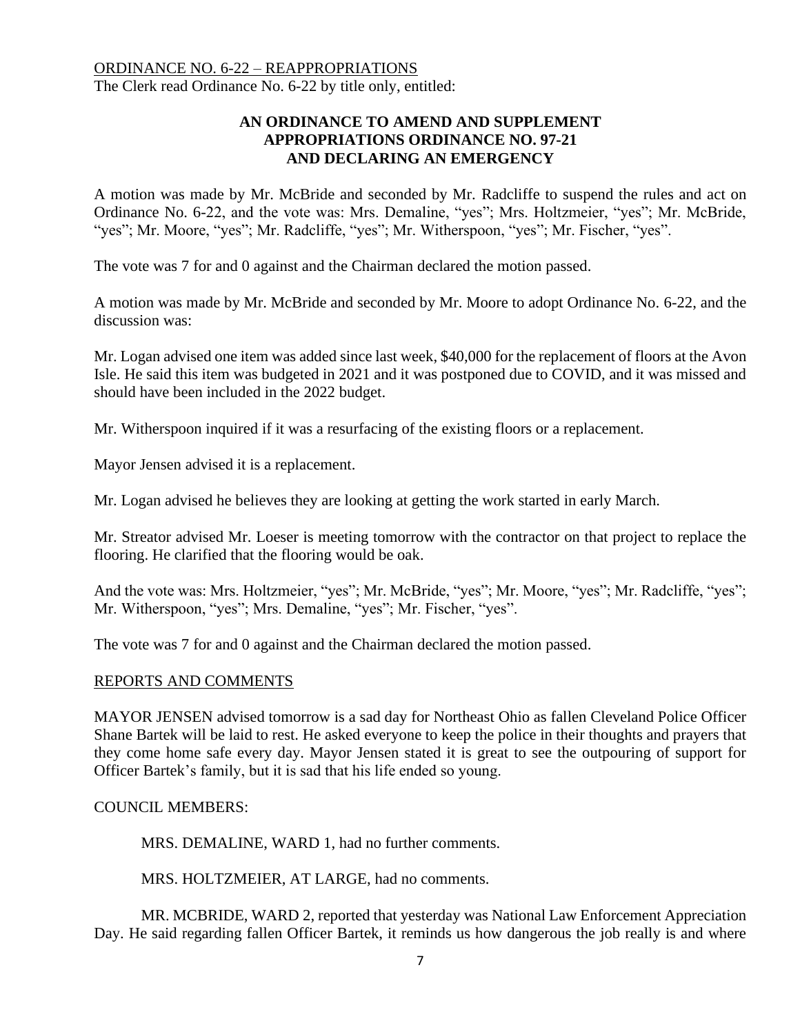ORDINANCE NO. 6-22 – REAPPROPRIATIONS

The Clerk read Ordinance No. 6-22 by title only, entitled:

**AN ORDINANCE TO AMEND AND SUPPLEMENT APPROPRIATIONS ORDINANCE NO. 97-21 AND DECLARING AN EMERGENCY**

A motion was made by Mr. McBride and seconded by Mr. Radcliffe to suspend the rules and act on Ordinance No. 6-22, and the vote was: Mrs. Demaline, "yes"; Mrs. Holtzmeier, "yes"; Mr. McBride, "yes"; Mr. Moore, "yes"; Mr. Radcliffe, "yes"; Mr. Witherspoon, "yes"; Mr. Fischer, "yes".

The vote was 7 for and 0 against and the Chairman declared the motion passed.

A motion was made by Mr. McBride and seconded by Mr. Moore to adopt Ordinance No. 6-22, and the discussion was:

Mr. Logan advised one item was added since last week, $40,000 for the replacement of floors at the Avon Isle. He said this item was budgeted in 2021 and it was postponed due to COVID, and it was missed and should have been included in the 2022 budget.

Mr. Witherspoon inquired if it was a resurfacing of the existing floors or a replacement.

Mayor Jensen advised it is a replacement.

Mr. Logan advised he believes they are looking at getting the work started in early March.

Mr. Streator advised Mr. Loeser is meeting tomorrow with the contractor on that project to replace the flooring. He clarified that the flooring would be oak.

And the vote was: Mrs. Holtzmeier, "yes"; Mr. McBride, "yes"; Mr. Moore, "yes"; Mr. Radcliffe, "yes"; Mr. Witherspoon, "yes"; Mrs. Demaline, "yes"; Mr. Fischer, "yes".

The vote was 7 for and 0 against and the Chairman declared the motion passed.

REPORTS AND COMMENTS

MAYOR JENSEN advised tomorrow is a sad day for Northeast Ohio as fallen Cleveland Police Officer Shane Bartek will be laid to rest. He asked everyone to keep the police in their thoughts and prayers that they come home safe every day. Mayor Jensen stated it is great to see the outpouring of support for Officer Bartek's family, but it is sad that his life ended so young.

COUNCIL MEMBERS:

MRS. DEMALINE, WARD 1, had no further comments.

MRS. HOLTZMEIER, AT LARGE, had no comments.

MR. MCBRIDE, WARD 2, reported that yesterday was National Law Enforcement Appreciation Day. He said regarding fallen Officer Bartek, it reminds us how dangerous the job really is and where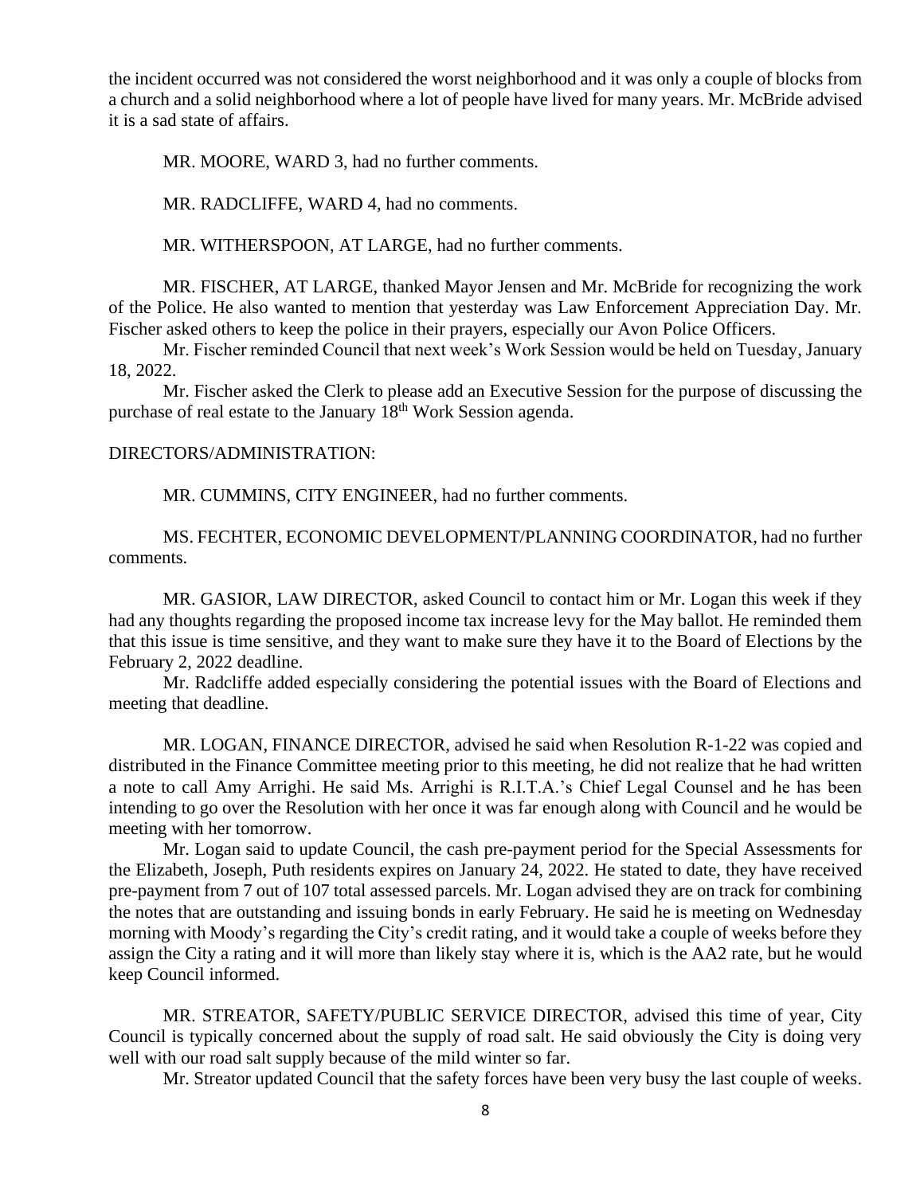the incident occurred was not considered the worst neighborhood and it was only a couple of blocks from a church and a solid neighborhood where a lot of people have lived for many years. Mr. McBride advised it is a sad state of affairs.

MR. MOORE, WARD 3, had no further comments.

MR. RADCLIFFE, WARD 4, had no comments.

MR. WITHERSPOON, AT LARGE, had no further comments.

MR. FISCHER, AT LARGE, thanked Mayor Jensen and Mr. McBride for recognizing the work of the Police. He also wanted to mention that yesterday was Law Enforcement Appreciation Day. Mr. Fischer asked others to keep the police in their prayers, especially our Avon Police Officers.

Mr. Fischer reminded Council that next week's Work Session would be held on Tuesday, January 18, 2022.

Mr. Fischer asked the Clerk to please add an Executive Session for the purpose of discussing the purchase of real estate to the January 18th Work Session agenda.

DIRECTORS/ADMINISTRATION:

MR. CUMMINS, CITY ENGINEER, had no further comments.

MS. FECHTER, ECONOMIC DEVELOPMENT/PLANNING COORDINATOR, had no further comments.

MR. GASIOR, LAW DIRECTOR, asked Council to contact him or Mr. Logan this week if they had any thoughts regarding the proposed income tax increase levy for the May ballot. He reminded them that this issue is time sensitive, and they want to make sure they have it to the Board of Elections by the February 2, 2022 deadline.

Mr. Radcliffe added especially considering the potential issues with the Board of Elections and meeting that deadline.

MR. LOGAN, FINANCE DIRECTOR, advised he said when Resolution R-1-22 was copied and distributed in the Finance Committee meeting prior to this meeting, he did not realize that he had written a note to call Amy Arrighi. He said Ms. Arrighi is R.I.T.A.'s Chief Legal Counsel and he has been intending to go over the Resolution with her once it was far enough along with Council and he would be meeting with her tomorrow.

Mr. Logan said to update Council, the cash pre-payment period for the Special Assessments for the Elizabeth, Joseph, Puth residents expires on January 24, 2022. He stated to date, they have received pre-payment from 7 out of 107 total assessed parcels. Mr. Logan advised they are on track for combining the notes that are outstanding and issuing bonds in early February. He said he is meeting on Wednesday morning with Moody's regarding the City's credit rating, and it would take a couple of weeks before they assign the City a rating and it will more than likely stay where it is, which is the AA2 rate, but he would keep Council informed.

MR. STREATOR, SAFETY/PUBLIC SERVICE DIRECTOR, advised this time of year, City Council is typically concerned about the supply of road salt. He said obviously the City is doing very well with our road salt supply because of the mild winter so far.

Mr. Streator updated Council that the safety forces have been very busy the last couple of weeks.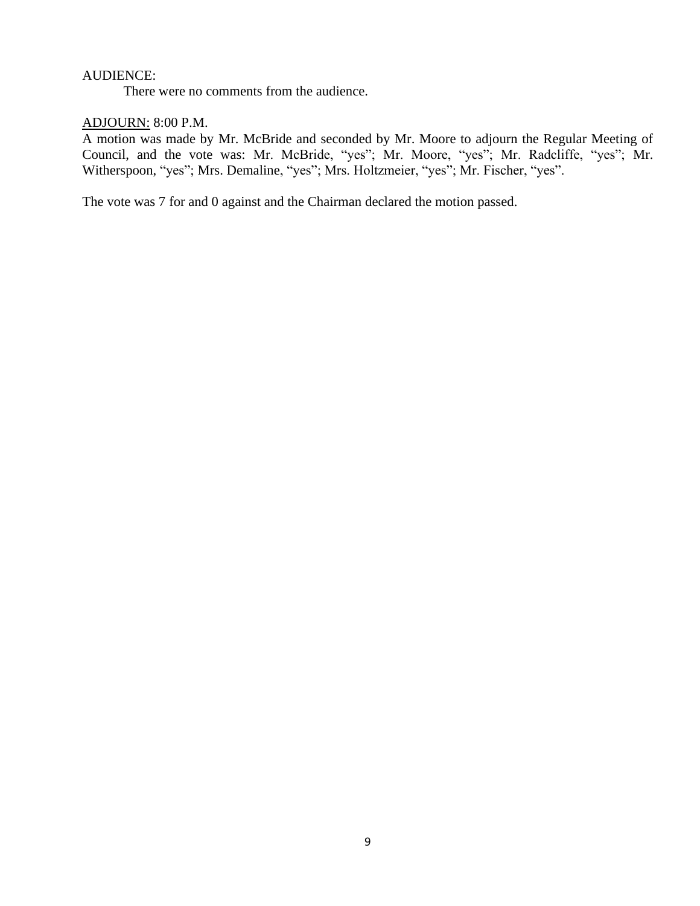AUDIENCE:

There were no comments from the audience.

<u>ADJOURN:</u> 8:00 P.M.

A motion was made by Mr. McBride and seconded by Mr. Moore to adjourn the Regular Meeting of Council, and the vote was: Mr. McBride, “yes”; Mr. Moore, “yes”; Mr. Radcliffe, “yes”; Mr. Witherspoon, “yes”; Mrs. Demaline, “yes”; Mrs. Holtzmeier, “yes”; Mr. Fischer, “yes”.

The vote was 7 for and 0 against and the Chairman declared the motion passed.